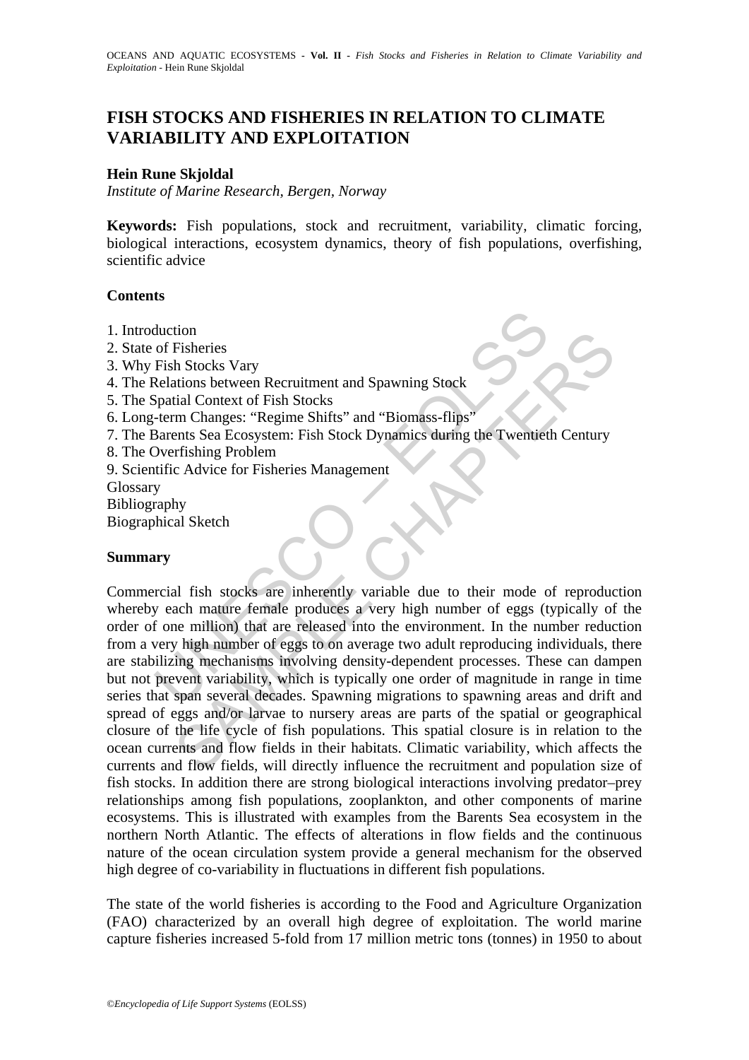# FISH STOCKS AND FISHERIES IN RELATION TO CLIMATE VARIABILITY AND EXPLOITATION

**Hein Rune Skjoldal**

*Institute of Marine Research, Bergen, Norway*

**Keywords:** Fish populations, stock and recruitment, variability, climatic forcing, biological interactions, ecosystem dynamics, theory of fish populations, overfishing, scientific advice

## Contents

1. Introduction
2. State of Fisheries
3. Why Fish Stocks Vary
4. The Relations between Recruitment and Spawning Stock
5. The Spatial Context of Fish Stocks
6. Long-term Changes: "Regime Shifts" and "Biomass-flips"
7. The Barents Sea Ecosystem: Fish Stock Dynamics during the Twentieth Century
8. The Overfishing Problem
9. Scientific Advice for Fisheries Management

Glossary

Bibliography

Biographical Sketch

## Summary

Commercial fish stocks are inherently variable due to their mode of reproduction whereby each mature female produces a very high number of eggs (typically of the order of one million) that are released into the environment. In the number reduction from a very high number of eggs to on average two adult reproducing individuals, there are stabilizing mechanisms involving density-dependent processes. These can dampen but not prevent variability, which is typically one order of magnitude in range in time series that span several decades. Spawning migrations to spawning areas and drift and spread of eggs and/or larvae to nursery areas are parts of the spatial or geographical closure of the life cycle of fish populations. This spatial closure is in relation to the ocean currents and flow fields in their habitats. Climatic variability, which affects the currents and flow fields, will directly influence the recruitment and population size of fish stocks. In addition there are strong biological interactions involving predator–prey relationships among fish populations, zooplankton, and other components of marine ecosystems. This is illustrated with examples from the Barents Sea ecosystem in the northern North Atlantic. The effects of alterations in flow fields and the continuous nature of the ocean circulation system provide a general mechanism for the observed high degree of co-variability in fluctuations in different fish populations.

The state of the world fisheries is according to the Food and Agriculture Organization (FAO) characterized by an overall high degree of exploitation. The world marine capture fisheries increased 5-fold from 17 million metric tons (tonnes) in 1950 to about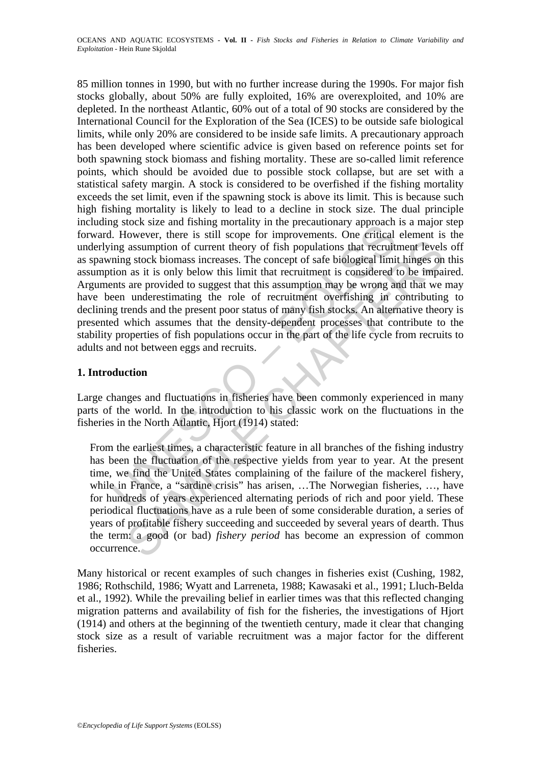85 million tonnes in 1990, but with no further increase during the 1990s. For major fish stocks globally, about 50% are fully exploited, 16% are overexploited, and 10% are depleted. In the northeast Atlantic, 60% out of a total of 90 stocks are considered by the International Council for the Exploration of the Sea (ICES) to be outside safe biological limits, while only 20% are considered to be inside safe limits. A precautionary approach has been developed where scientific advice is given based on reference points set for both spawning stock biomass and fishing mortality. These are so-called limit reference points, which should be avoided due to possible stock collapse, but are set with a statistical safety margin. A stock is considered to be overfished if the fishing mortality exceeds the set limit, even if the spawning stock is above its limit. This is because such high fishing mortality is likely to lead to a decline in stock size. The dual principle including stock size and fishing mortality in the precautionary approach is a major step forward. However, there is still scope for improvements. One critical element is the underlying assumption of current theory of fish populations that recruitment levels off as spawning stock biomass increases. The concept of safe biological limit hinges on this assumption as it is only below this limit that recruitment is considered to be impaired. Arguments are provided to suggest that this assumption may be wrong and that we may have been underestimating the role of recruitment overfishing in contributing to declining trends and the present poor status of many fish stocks. An alternative theory is presented which assumes that the density-dependent processes that contribute to the stability properties of fish populations occur in the part of the life cycle from recruits to adults and not between eggs and recruits.

## 1. Introduction

Large changes and fluctuations in fisheries have been commonly experienced in many parts of the world. In the introduction to his classic work on the fluctuations in the fisheries in the North Atlantic, Hjort (1914) stated:

> From the earliest times, a characteristic feature in all branches of the fishing industry has been the fluctuation of the respective yields from year to year. At the present time, we find the United States complaining of the failure of the mackerel fishery, while in France, a "sardine crisis" has arisen, …The Norwegian fisheries, …, have for hundreds of years experienced alternating periods of rich and poor yield. These periodical fluctuations have as a rule been of some considerable duration, a series of years of profitable fishery succeeding and succeeded by several years of dearth. Thus the term: a good (or bad) *fishery period* has become an expression of common occurrence.

Many historical or recent examples of such changes in fisheries exist (Cushing, 1982, 1986; Rothschild, 1986; Wyatt and Larreneta, 1988; Kawasaki et al., 1991; Lluch-Belda et al., 1992). While the prevailing belief in earlier times was that this reflected changing migration patterns and availability of fish for the fisheries, the investigations of Hjort (1914) and others at the beginning of the twentieth century, made it clear that changing stock size as a result of variable recruitment was a major factor for the different fisheries.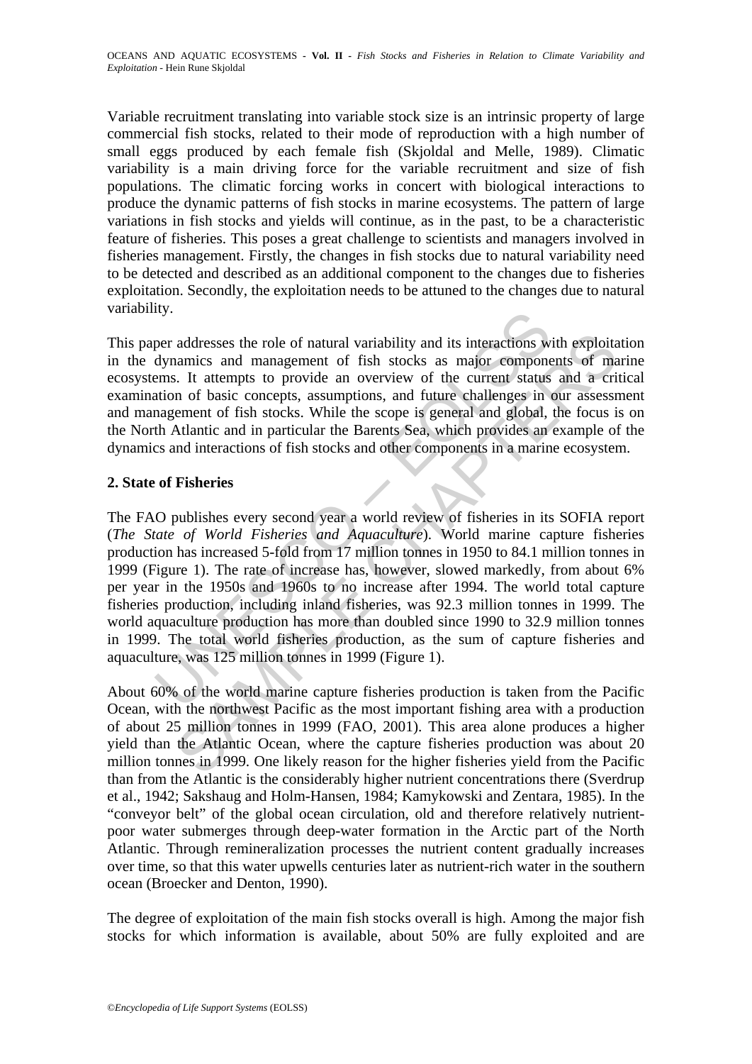Variable recruitment translating into variable stock size is an intrinsic property of large commercial fish stocks, related to their mode of reproduction with a high number of small eggs produced by each female fish (Skjoldal and Melle, 1989). Climatic variability is a main driving force for the variable recruitment and size of fish populations. The climatic forcing works in concert with biological interactions to produce the dynamic patterns of fish stocks in marine ecosystems. The pattern of large variations in fish stocks and yields will continue, as in the past, to be a characteristic feature of fisheries. This poses a great challenge to scientists and managers involved in fisheries management. Firstly, the changes in fish stocks due to natural variability need to be detected and described as an additional component to the changes due to fisheries exploitation. Secondly, the exploitation needs to be attuned to the changes due to natural variability.

This paper addresses the role of natural variability and its interactions with exploitation in the dynamics and management of fish stocks as major components of marine ecosystems. It attempts to provide an overview of the current status and a critical examination of basic concepts, assumptions, and future challenges in our assessment and management of fish stocks. While the scope is general and global, the focus is on the North Atlantic and in particular the Barents Sea, which provides an example of the dynamics and interactions of fish stocks and other components in a marine ecosystem.

## 2. State of Fisheries

The FAO publishes every second year a world review of fisheries in its SOFIA report (*The State of World Fisheries and Aquaculture*). World marine capture fisheries production has increased 5-fold from 17 million tonnes in 1950 to 84.1 million tonnes in 1999 (Figure 1). The rate of increase has, however, slowed markedly, from about 6% per year in the 1950s and 1960s to no increase after 1994. The world total capture fisheries production, including inland fisheries, was 92.3 million tonnes in 1999. The world aquaculture production has more than doubled since 1990 to 32.9 million tonnes in 1999. The total world fisheries production, as the sum of capture fisheries and aquaculture, was 125 million tonnes in 1999 (Figure 1).

About 60% of the world marine capture fisheries production is taken from the Pacific Ocean, with the northwest Pacific as the most important fishing area with a production of about 25 million tonnes in 1999 (FAO, 2001). This area alone produces a higher yield than the Atlantic Ocean, where the capture fisheries production was about 20 million tonnes in 1999. One likely reason for the higher fisheries yield from the Pacific than from the Atlantic is the considerably higher nutrient concentrations there (Sverdrup et al., 1942; Sakshaug and Holm-Hansen, 1984; Kamykowski and Zentara, 1985). In the "conveyor belt" of the global ocean circulation, old and therefore relatively nutrient-poor water submerges through deep-water formation in the Arctic part of the North Atlantic. Through remineralization processes the nutrient content gradually increases over time, so that this water upwells centuries later as nutrient-rich water in the southern ocean (Broecker and Denton, 1990).

The degree of exploitation of the main fish stocks overall is high. Among the major fish stocks for which information is available, about 50% are fully exploited and are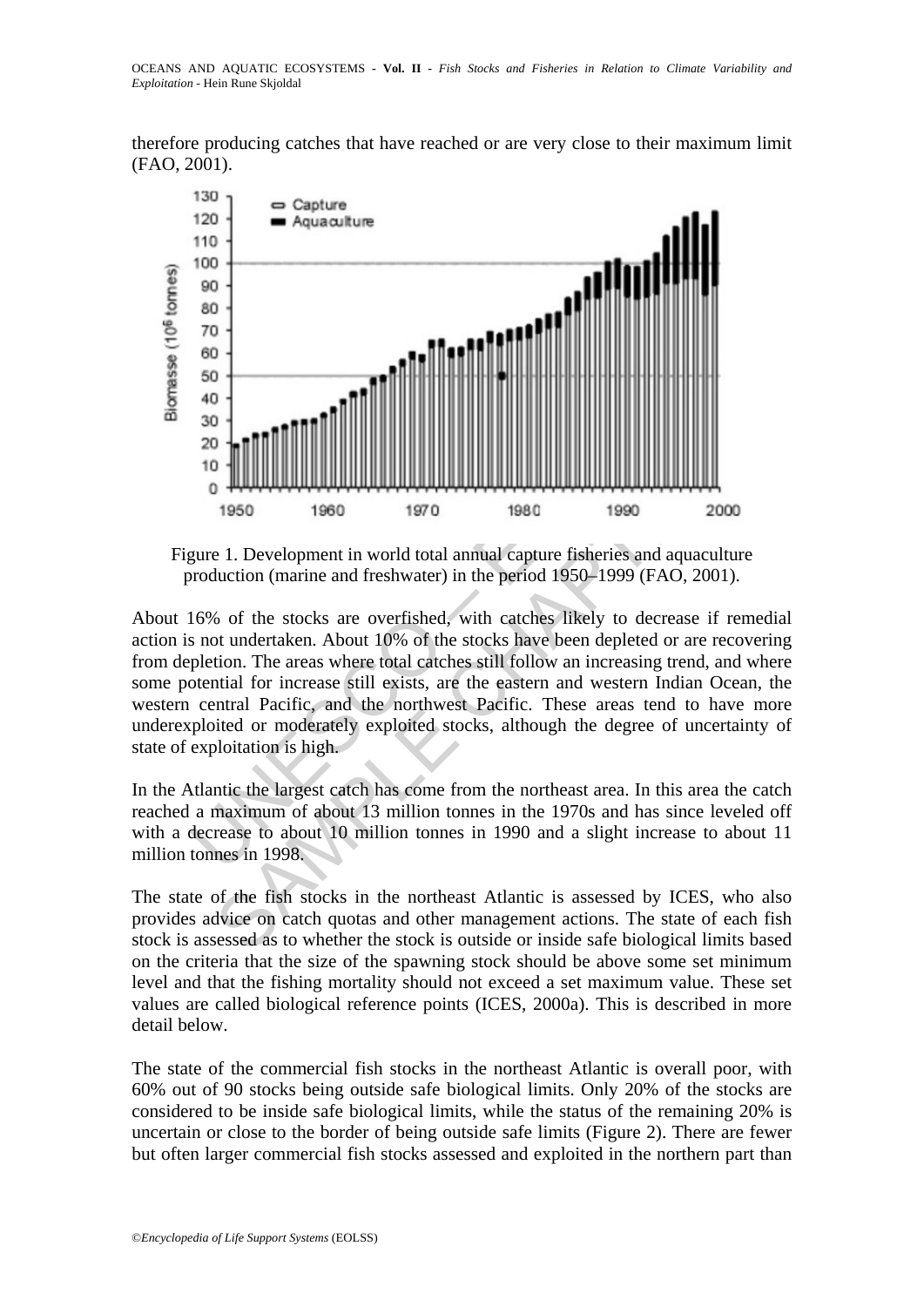therefore producing catches that have reached or are very close to their maximum limit (FAO, 2001).

Figure 1. Development in world total annual capture fisheries and aquaculture production (marine and freshwater) in the period 1950–1999 (FAO, 2001).

About 16% of the stocks are overfished, with catches likely to decrease if remedial action is not undertaken. About 10% of the stocks have been depleted or are recovering from depletion. The areas where total catches still follow an increasing trend, and where some potential for increase still exists, are the eastern and western Indian Ocean, the western central Pacific, and the northwest Pacific. These areas tend to have more underexploited or moderately exploited stocks, although the degree of uncertainty of state of exploitation is high.

In the Atlantic the largest catch has come from the northeast area. In this area the catch reached a maximum of about 13 million tonnes in the 1970s and has since leveled off with a decrease to about 10 million tonnes in 1990 and a slight increase to about 11 million tonnes in 1998.

The state of the fish stocks in the northeast Atlantic is assessed by ICES, who also provides advice on catch quotas and other management actions. The state of each fish stock is assessed as to whether the stock is outside or inside safe biological limits based on the criteria that the size of the spawning stock should be above some set minimum level and that the fishing mortality should not exceed a set maximum value. These set values are called biological reference points (ICES, 2000a). This is described in more detail below.

The state of the commercial fish stocks in the northeast Atlantic is overall poor, with 60% out of 90 stocks being outside safe biological limits. Only 20% of the stocks are considered to be inside safe biological limits, while the status of the remaining 20% is uncertain or close to the border of being outside safe limits (Figure 2). There are fewer but often larger commercial fish stocks assessed and exploited in the northern part than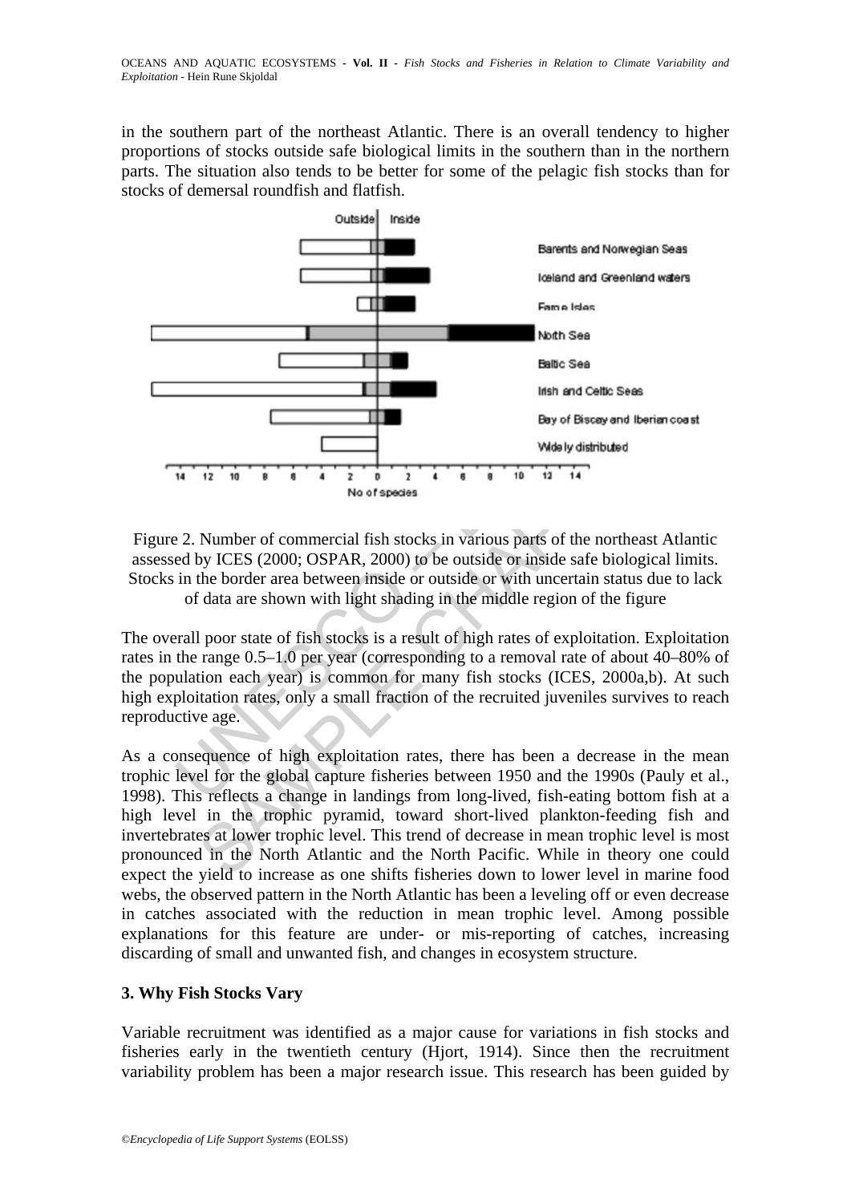in the southern part of the northeast Atlantic. There is an overall tendency to higher proportions of stocks outside safe biological limits in the southern than in the northern parts. The situation also tends to be better for some of the pelagic fish stocks than for stocks of demersal roundfish and flatfish.

Figure 2. Number of commercial fish stocks in various parts of the northeast Atlantic assessed by ICES (2000; OSPAR, 2000) to be outside or inside safe biological limits. Stocks in the border area between inside or outside or with uncertain status due to lack of data are shown with light shading in the middle region of the figure

The overall poor state of fish stocks is a result of high rates of exploitation. Exploitation rates in the range 0.5–1.0 per year (corresponding to a removal rate of about 40–80% of the population each year) is common for many fish stocks (ICES, 2000a,b). At such high exploitation rates, only a small fraction of the recruited juveniles survives to reach reproductive age.

As a consequence of high exploitation rates, there has been a decrease in the mean trophic level for the global capture fisheries between 1950 and the 1990s (Pauly et al., 1998). This reflects a change in landings from long-lived, fish-eating bottom fish at a high level in the trophic pyramid, toward short-lived plankton-feeding fish and invertebrates at lower trophic level. This trend of decrease in mean trophic level is most pronounced in the North Atlantic and the North Pacific. While in theory one could expect the yield to increase as one shifts fisheries down to lower level in marine food webs, the observed pattern in the North Atlantic has been a leveling off or even decrease in catches associated with the reduction in mean trophic level. Among possible explanations for this feature are under- or mis-reporting of catches, increasing discarding of small and unwanted fish, and changes in ecosystem structure.

## 3. Why Fish Stocks Vary

Variable recruitment was identified as a major cause for variations in fish stocks and fisheries early in the twentieth century (Hjort, 1914). Since then the recruitment variability problem has been a major research issue. This research has been guided by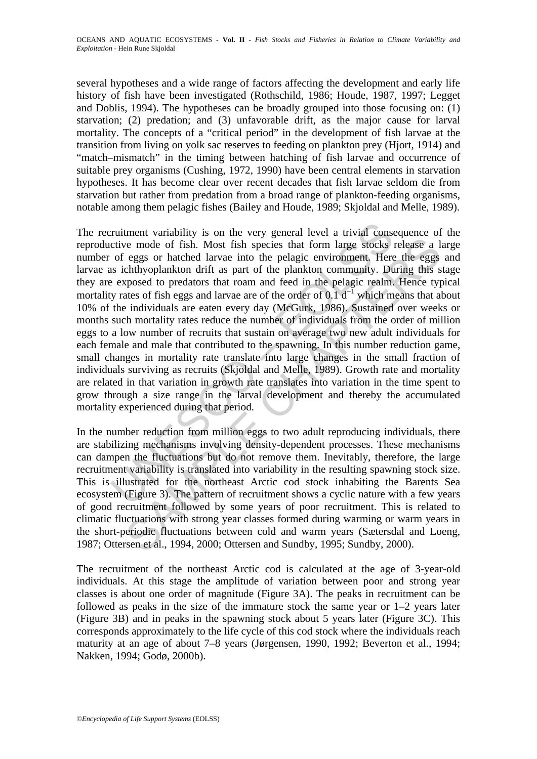several hypotheses and a wide range of factors affecting the development and early life history of fish have been investigated (Rothschild, 1986; Houde, 1987, 1997; Legget and Doblis, 1994). The hypotheses can be broadly grouped into those focusing on: (1) starvation; (2) predation; and (3) unfavorable drift, as the major cause for larval mortality. The concepts of a "critical period" in the development of fish larvae at the transition from living on yolk sac reserves to feeding on plankton prey (Hjort, 1914) and "match–mismatch" in the timing between hatching of fish larvae and occurrence of suitable prey organisms (Cushing, 1972, 1990) have been central elements in starvation hypotheses. It has become clear over recent decades that fish larvae seldom die from starvation but rather from predation from a broad range of plankton-feeding organisms, notable among them pelagic fishes (Bailey and Houde, 1989; Skjoldal and Melle, 1989).

The recruitment variability is on the very general level a trivial consequence of the reproductive mode of fish. Most fish species that form large stocks release a large number of eggs or hatched larvae into the pelagic environment. Here the eggs and larvae as ichthyoplankton drift as part of the plankton community. During this stage they are exposed to predators that roam and feed in the pelagic realm. Hence typical mortality rates of fish eggs and larvae are of the order of $0.1\ d^{-1}$ which means that about 10% of the individuals are eaten every day (McGurk, 1986). Sustained over weeks or months such mortality rates reduce the number of individuals from the order of million eggs to a low number of recruits that sustain on average two new adult individuals for each female and male that contributed to the spawning. In this number reduction game, small changes in mortality rate translate into large changes in the small fraction of individuals surviving as recruits (Skjoldal and Melle, 1989). Growth rate and mortality are related in that variation in growth rate translates into variation in the time spent to grow through a size range in the larval development and thereby the accumulated mortality experienced during that period.

In the number reduction from million eggs to two adult reproducing individuals, there are stabilizing mechanisms involving density-dependent processes. These mechanisms can dampen the fluctuations but do not remove them. Inevitably, therefore, the large recruitment variability is translated into variability in the resulting spawning stock size. This is illustrated for the northeast Arctic cod stock inhabiting the Barents Sea ecosystem (Figure 3). The pattern of recruitment shows a cyclic nature with a few years of good recruitment followed by some years of poor recruitment. This is related to climatic fluctuations with strong year classes formed during warming or warm years in the short-periodic fluctuations between cold and warm years (Sætersdal and Loeng, 1987; Ottersen et al., 1994, 2000; Ottersen and Sundby, 1995; Sundby, 2000).

The recruitment of the northeast Arctic cod is calculated at the age of 3-year-old individuals. At this stage the amplitude of variation between poor and strong year classes is about one order of magnitude (Figure 3A). The peaks in recruitment can be followed as peaks in the size of the immature stock the same year or 1–2 years later (Figure 3B) and in peaks in the spawning stock about 5 years later (Figure 3C). This corresponds approximately to the life cycle of this cod stock where the individuals reach maturity at an age of about 7–8 years (Jørgensen, 1990, 1992; Beverton et al., 1994; Nakken, 1994; Godø, 2000b).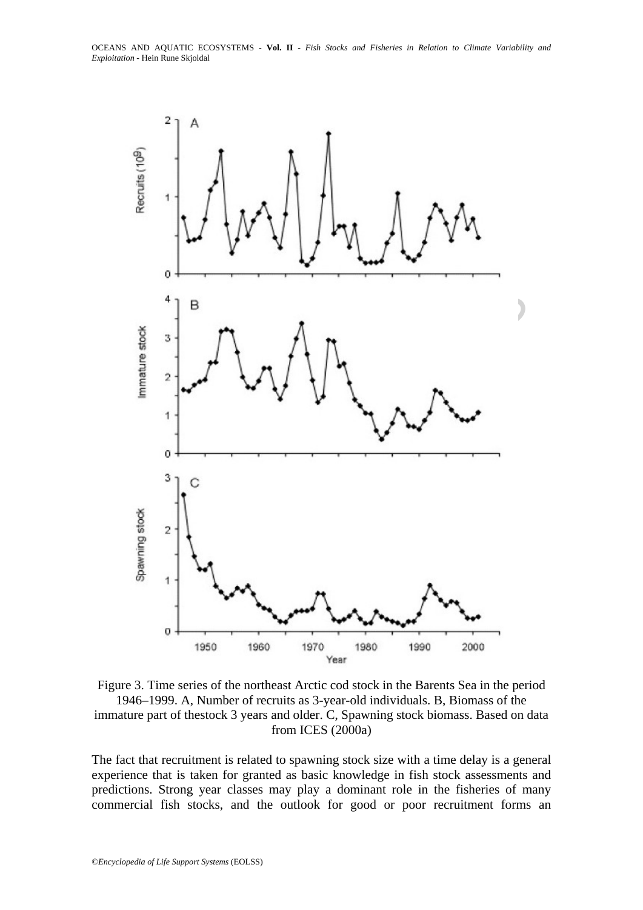Figure 3. Time series of the northeast Arctic cod stock in the Barents Sea in the period 1946–1999. A, Number of recruits as 3-year-old individuals. B, Biomass of the immature part of thestock 3 years and older. C, Spawning stock biomass. Based on data from ICES (2000a)

The fact that recruitment is related to spawning stock size with a time delay is a general experience that is taken for granted as basic knowledge in fish stock assessments and predictions. Strong year classes may play a dominant role in the fisheries of many commercial fish stocks, and the outlook for good or poor recruitment forms an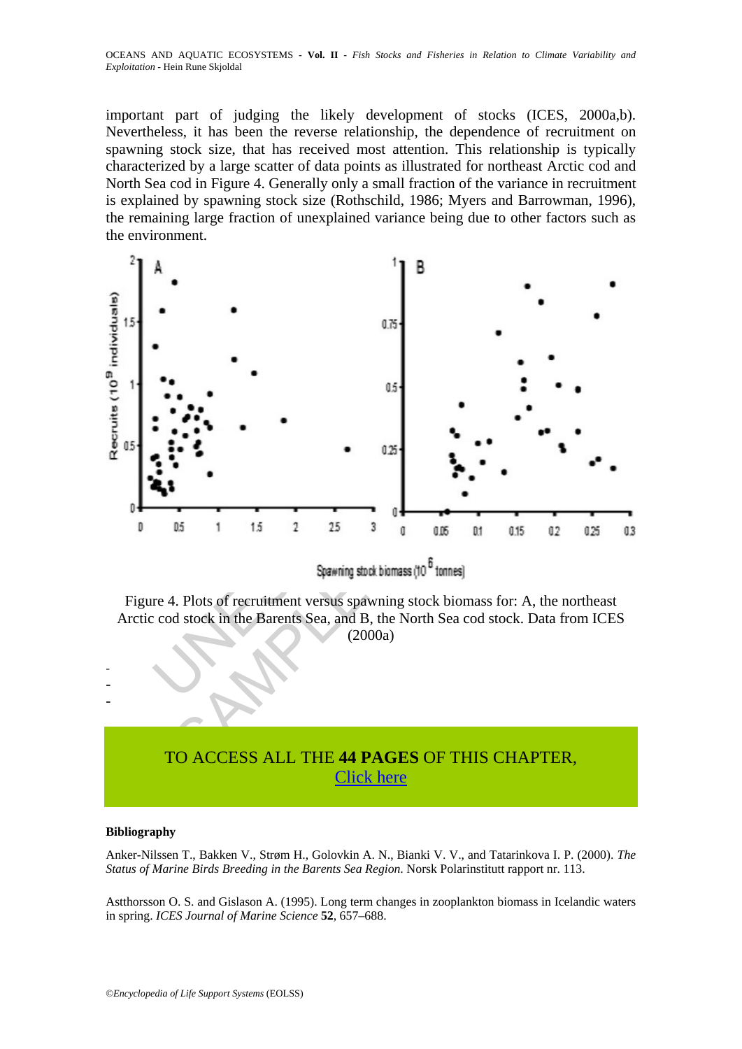important part of judging the likely development of stocks (ICES, 2000a,b). Nevertheless, it has been the reverse relationship, the dependence of recruitment on spawning stock size, that has received most attention. This relationship is typically characterized by a large scatter of data points as illustrated for northeast Arctic cod and North Sea cod in Figure 4. Generally only a small fraction of the variance in recruitment is explained by spawning stock size (Rothschild, 1986; Myers and Barrowman, 1996), the remaining large fraction of unexplained variance being due to other factors such as the environment.

Figure 4. Plots of recruitment versus spawning stock biomass for: A, the northeast Arctic cod stock in the Barents Sea, and B, the North Sea cod stock. Data from ICES (2000a)

-
-
-

TO ACCESS ALL THE **44 PAGES** OF THIS CHAPTER,
Click here

**Bibliography**

Anker-Nilssen T., Bakken V., Strøm H., Golovkin A. N., Bianki V. V., and Tatarinkova I. P. (2000). *The Status of Marine Birds Breeding in the Barents Sea Region*. Norsk Polarinstitutt rapport nr. 113.

Astthorsson O. S. and Gislason A. (1995). Long term changes in zooplankton biomass in Icelandic waters in spring. *ICES Journal of Marine Science* **52**, 657–688.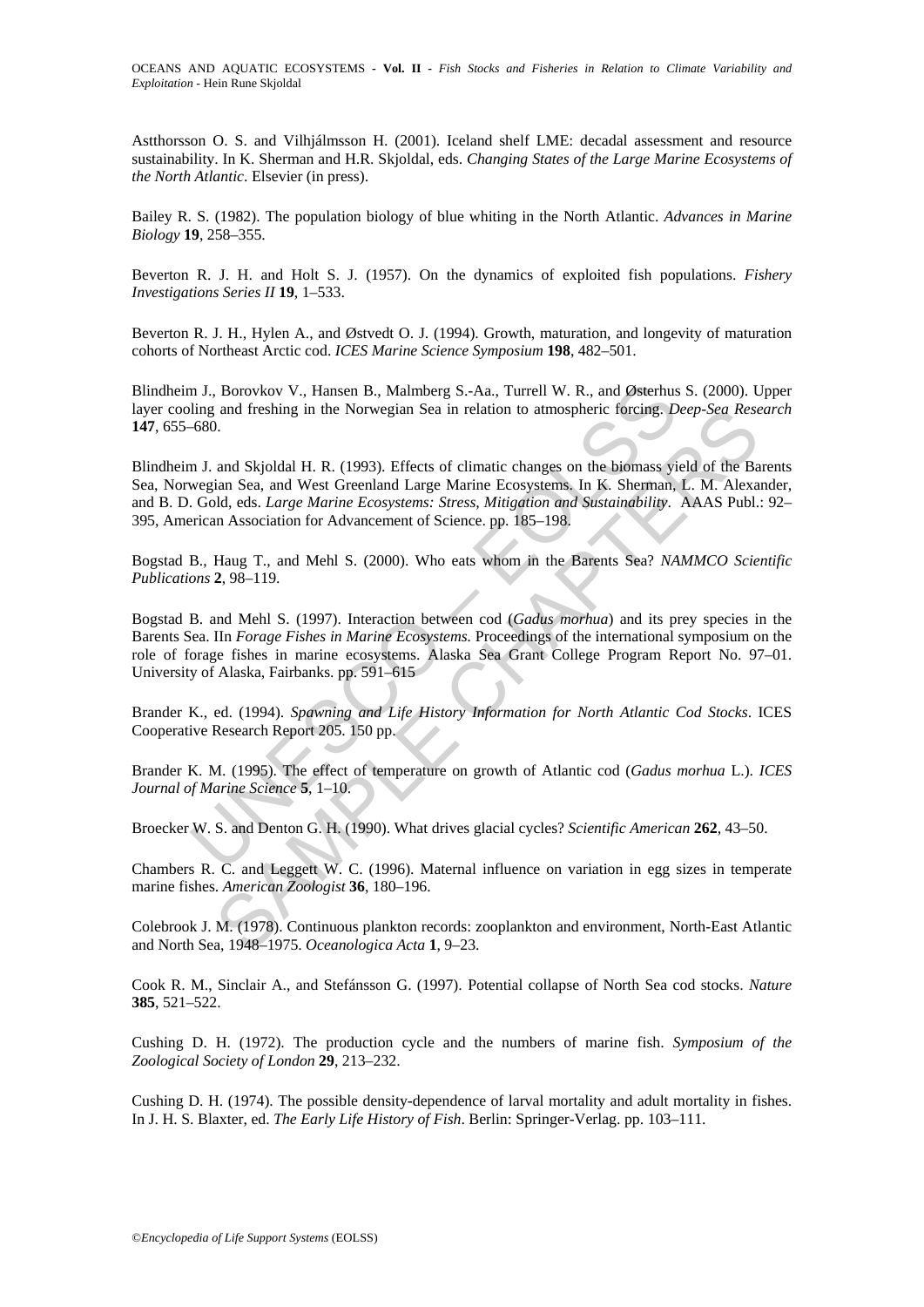Astthorsson O. S. and Vilhjálmsson H. (2001). Iceland shelf LME: decadal assessment and resource sustainability. In K. Sherman and H.R. Skjoldal, eds. *Changing States of the Large Marine Ecosystems of the North Atlantic*. Elsevier (in press).

Bailey R. S. (1982). The population biology of blue whiting in the North Atlantic. *Advances in Marine Biology* **19**, 258–355.

Beverton R. J. H. and Holt S. J. (1957). On the dynamics of exploited fish populations. *Fishery Investigations Series II* **19**, 1–533.

Beverton R. J. H., Hylen A., and Østvedt O. J. (1994). Growth, maturation, and longevity of maturation cohorts of Northeast Arctic cod. *ICES Marine Science Symposium* **198**, 482–501.

Blindheim J., Borovkov V., Hansen B., Malmberg S.-Aa., Turrell W. R., and Østerhus S. (2000). Upper layer cooling and freshing in the Norwegian Sea in relation to atmospheric forcing. *Deep-Sea Research* **147**, 655–680.

Blindheim J. and Skjoldal H. R. (1993). Effects of climatic changes on the biomass yield of the Barents Sea, Norwegian Sea, and West Greenland Large Marine Ecosystems. In K. Sherman, L. M. Alexander, and B. D. Gold, eds. *Large Marine Ecosystems: Stress, Mitigation and Sustainability*. AAAS Publ.: 92–395, American Association for Advancement of Science. pp. 185–198.

Bogstad B., Haug T., and Mehl S. (2000). Who eats whom in the Barents Sea? *NAMMCO Scientific Publications* **2**, 98–119.

Bogstad B. and Mehl S. (1997). Interaction between cod (*Gadus morhua*) and its prey species in the Barents Sea. IIn *Forage Fishes in Marine Ecosystems.* Proceedings of the international symposium on the role of forage fishes in marine ecosystems. Alaska Sea Grant College Program Report No. 97–01. University of Alaska, Fairbanks. pp. 591–615

Brander K., ed. (1994). *Spawning and Life History Information for North Atlantic Cod Stocks*. ICES Cooperative Research Report 205. 150 pp.

Brander K. M. (1995). The effect of temperature on growth of Atlantic cod (*Gadus morhua* L.). *ICES Journal of Marine Science* **5**, 1–10.

Broecker W. S. and Denton G. H. (1990). What drives glacial cycles? *Scientific American* **262**, 43–50.

Chambers R. C. and Leggett W. C. (1996). Maternal influence on variation in egg sizes in temperate marine fishes. *American Zoologist* **36**, 180–196.

Colebrook J. M. (1978). Continuous plankton records: zooplankton and environment, North-East Atlantic and North Sea, 1948–1975. *Oceanologica Acta* **1**, 9–23.

Cook R. M., Sinclair A., and Stefánsson G. (1997). Potential collapse of North Sea cod stocks. *Nature* **385**, 521–522.

Cushing D. H. (1972). The production cycle and the numbers of marine fish. *Symposium of the Zoological Society of London* **29**, 213–232.

Cushing D. H. (1974). The possible density-dependence of larval mortality and adult mortality in fishes. In J. H. S. Blaxter, ed. *The Early Life History of Fish*. Berlin: Springer-Verlag. pp. 103–111.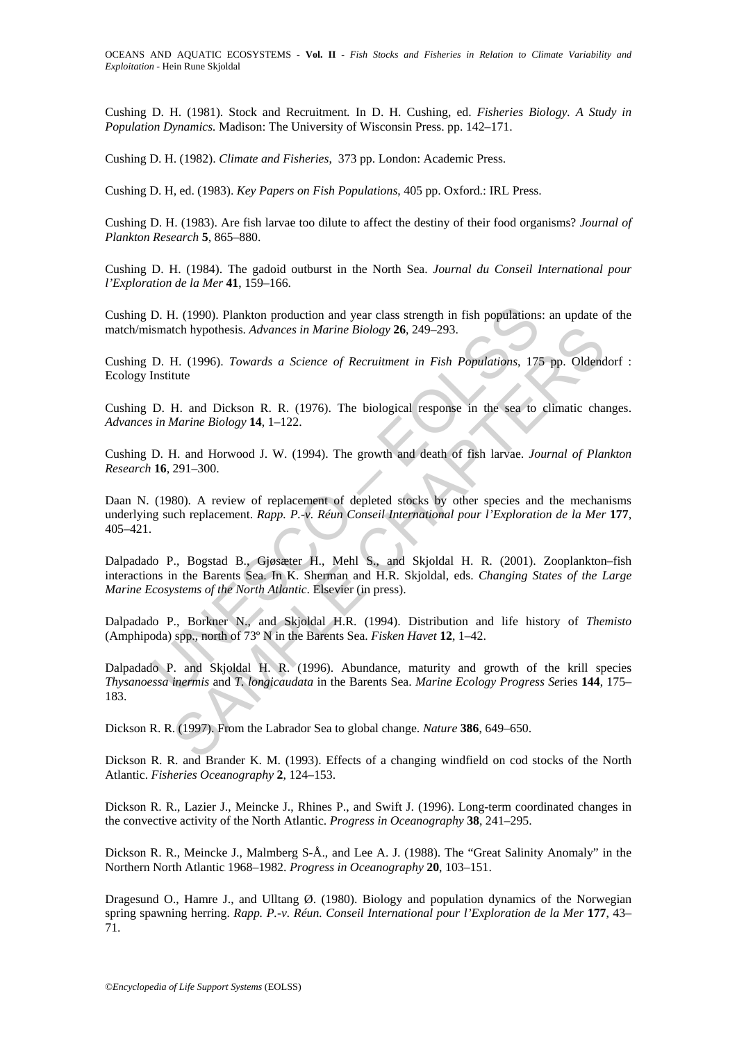Cushing D. H. (1981). Stock and Recruitment. In D. H. Cushing, ed. *Fisheries Biology. A Study in Population Dynamics.* Madison: The University of Wisconsin Press. pp. 142–171.

Cushing D. H. (1982). *Climate and Fisheries*, 373 pp. London: Academic Press.

Cushing D. H, ed. (1983). *Key Papers on Fish Populations*, 405 pp. Oxford.: IRL Press.

Cushing D. H. (1983). Are fish larvae too dilute to affect the destiny of their food organisms? *Journal of Plankton Research* **5**, 865–880.

Cushing D. H. (1984). The gadoid outburst in the North Sea. *Journal du Conseil International pour l'Exploration de la Mer* **41**, 159–166.

Cushing D. H. (1990). Plankton production and year class strength in fish populations: an update of the match/mismatch hypothesis. *Advances in Marine Biology* **26**, 249–293.

Cushing D. H. (1996). *Towards a Science of Recruitment in Fish Populations*, 175 pp. Oldendorf : Ecology Institute

Cushing D. H. and Dickson R. R. (1976). The biological response in the sea to climatic changes. *Advances in Marine Biology* **14**, 1–122.

Cushing D. H. and Horwood J. W. (1994). The growth and death of fish larvae. *Journal of Plankton Research* **16**, 291–300.

Daan N. (1980). A review of replacement of depleted stocks by other species and the mechanisms underlying such replacement. *Rapp. P.-v. Réun Conseil International pour l'Exploration de la Mer* **177**, 405–421.

Dalpadado P., Bogstad B., Gjøsæter H., Mehl S., and Skjoldal H. R. (2001). Zooplankton–fish interactions in the Barents Sea. In K. Sherman and H.R. Skjoldal, eds. *Changing States of the Large Marine Ecosystems of the North Atlantic*. Elsevier (in press).

Dalpadado P., Borkner N., and Skjoldal H.R. (1994). Distribution and life history of *Themisto* (Amphipoda) spp., north of 73º N in the Barents Sea. *Fisken Havet* **12**, 1–42.

Dalpadado P. and Skjoldal H. R. (1996). Abundance, maturity and growth of the krill species *Thysanoessa inermis* and *T. longicaudata* in the Barents Sea. *Marine Ecology Progress Se*ries **144**, 175–183.

Dickson R. R. (1997). From the Labrador Sea to global change. *Nature* **386**, 649–650.

Dickson R. R. and Brander K. M. (1993). Effects of a changing windfield on cod stocks of the North Atlantic. *Fisheries Oceanography* **2**, 124–153.

Dickson R. R., Lazier J., Meincke J., Rhines P., and Swift J. (1996). Long-term coordinated changes in the convective activity of the North Atlantic. *Progress in Oceanography* **38**, 241–295.

Dickson R. R., Meincke J., Malmberg S-Å., and Lee A. J. (1988). The "Great Salinity Anomaly" in the Northern North Atlantic 1968–1982. *Progress in Oceanography* **20**, 103–151.

Dragesund O., Hamre J., and Ulltang Ø. (1980). Biology and population dynamics of the Norwegian spring spawning herring. *Rapp. P.-v. Réun. Conseil International pour l'Exploration de la Mer* **177**, 43–71.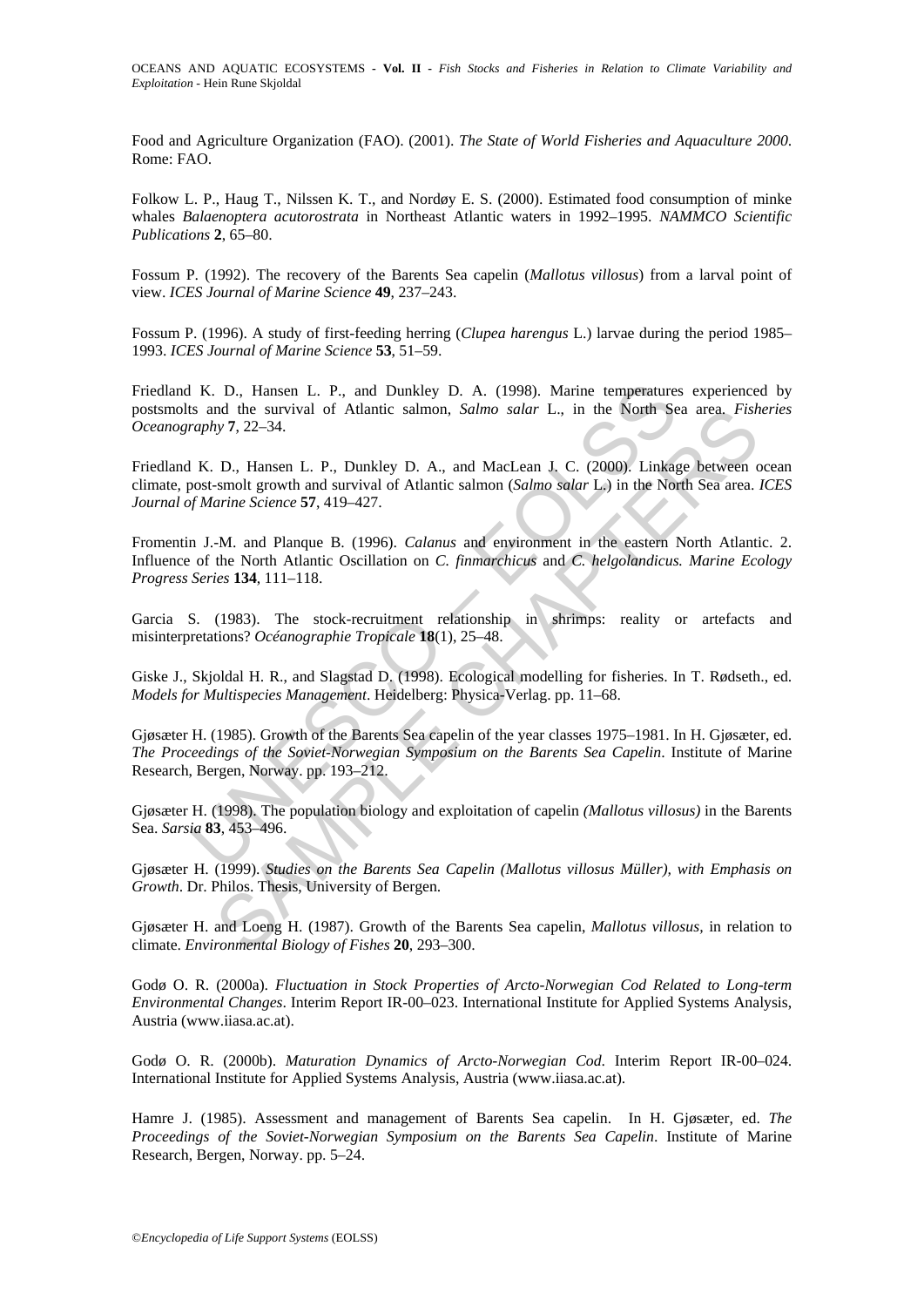Food and Agriculture Organization (FAO). (2001). *The State of World Fisheries and Aquaculture 2000*. Rome: FAO.

Folkow L. P., Haug T., Nilssen K. T., and Nordøy E. S. (2000). Estimated food consumption of minke whales *Balaenoptera acutorostrata* in Northeast Atlantic waters in 1992–1995. *NAMMCO Scientific Publications* **2**, 65–80.

Fossum P. (1992). The recovery of the Barents Sea capelin (*Mallotus villosus*) from a larval point of view. *ICES Journal of Marine Science* **49**, 237–243.

Fossum P. (1996). A study of first-feeding herring (*Clupea harengus* L.) larvae during the period 1985–1993. *ICES Journal of Marine Science* **53**, 51–59.

Friedland K. D., Hansen L. P., and Dunkley D. A. (1998). Marine temperatures experienced by postsmolts and the survival of Atlantic salmon, *Salmo salar* L., in the North Sea area. *Fisheries Oceanography* **7**, 22–34.

Friedland K. D., Hansen L. P., Dunkley D. A., and MacLean J. C. (2000). Linkage between ocean climate, post-smolt growth and survival of Atlantic salmon (*Salmo salar* L.) in the North Sea area. *ICES Journal of Marine Science* **57**, 419–427.

Fromentin J.-M. and Planque B. (1996). *Calanus* and environment in the eastern North Atlantic. 2. Influence of the North Atlantic Oscillation on *C. finmarchicus* and *C. helgolandicus. Marine Ecology Progress Series* **134**, 111–118.

Garcia S. (1983). The stock-recruitment relationship in shrimps: reality or artefacts and misinterpretations? *Océanographie Tropicale* **18**(1), 25–48.

Giske J., Skjoldal H. R., and Slagstad D. (1998). Ecological modelling for fisheries. In T. Rødseth., ed. *Models for Multispecies Management*. Heidelberg: Physica-Verlag. pp. 11–68.

Gjøsæter H. (1985). Growth of the Barents Sea capelin of the year classes 1975–1981. In H. Gjøsæter, ed. *The Proceedings of the Soviet-Norwegian Symposium on the Barents Sea Capelin*. Institute of Marine Research, Bergen, Norway. pp. 193–212.

Gjøsæter H. (1998). The population biology and exploitation of capelin *(Mallotus villosus)* in the Barents Sea. *Sarsia* **83**, 453–496.

Gjøsæter H. (1999). *Studies on the Barents Sea Capelin (Mallotus villosus Müller), with Emphasis on Growth*. Dr. Philos. Thesis, University of Bergen.

Gjøsæter H. and Loeng H. (1987). Growth of the Barents Sea capelin, *Mallotus villosus*, in relation to climate. *Environmental Biology of Fishes* **20**, 293–300.

Godø O. R. (2000a). *Fluctuation in Stock Properties of Arcto-Norwegian Cod Related to Long-term Environmental Changes*. Interim Report IR-00–023. International Institute for Applied Systems Analysis, Austria (www.iiasa.ac.at).

Godø O. R. (2000b). *Maturation Dynamics of Arcto-Norwegian Cod.* Interim Report IR-00–024. International Institute for Applied Systems Analysis, Austria (www.iiasa.ac.at).

Hamre J. (1985). Assessment and management of Barents Sea capelin. In H. Gjøsæter, ed. *The Proceedings of the Soviet-Norwegian Symposium on the Barents Sea Capelin*. Institute of Marine Research, Bergen, Norway. pp. 5–24.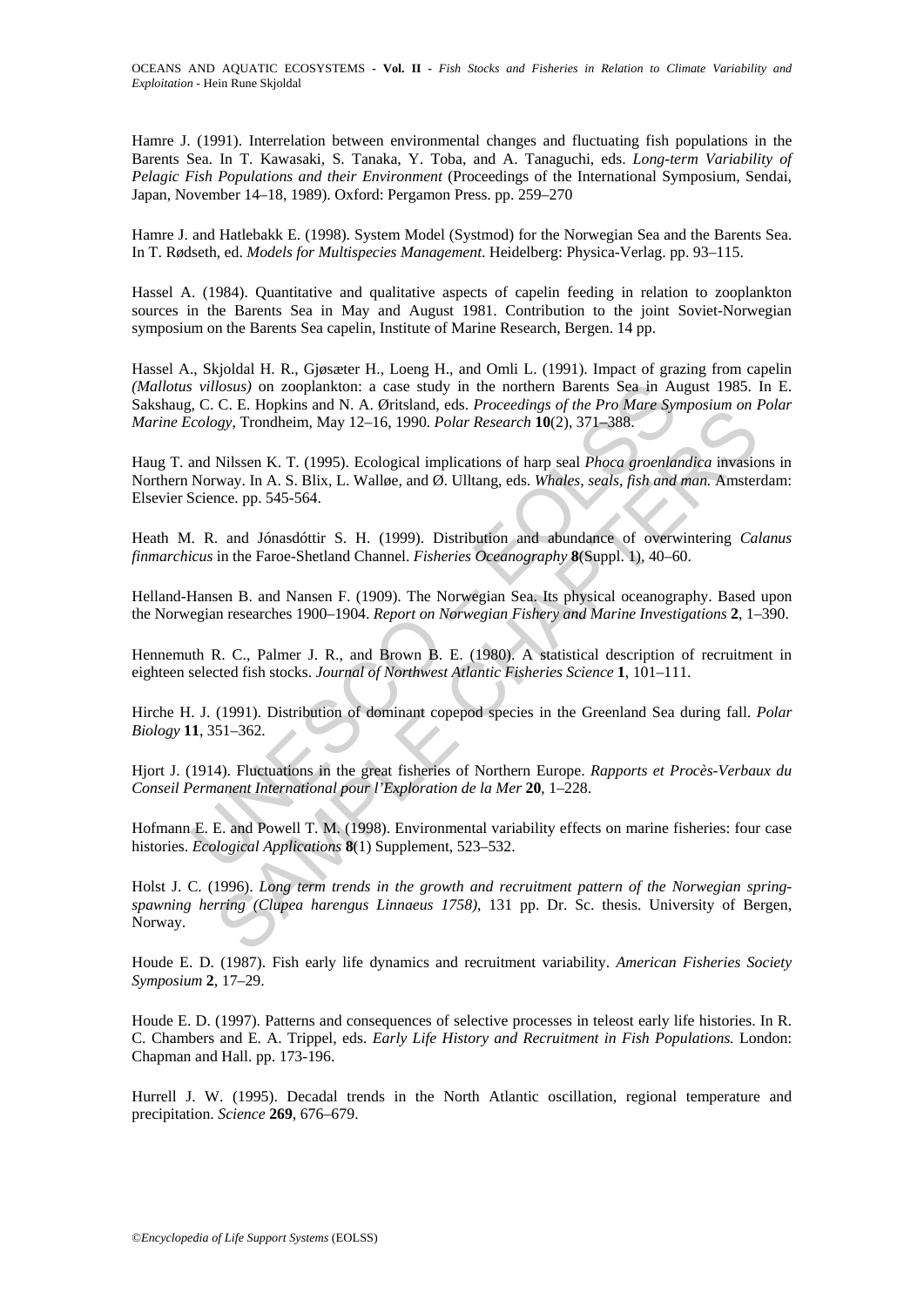Hamre J. (1991). Interrelation between environmental changes and fluctuating fish populations in the Barents Sea. In T. Kawasaki, S. Tanaka, Y. Toba, and A. Tanaguchi, eds. *Long-term Variability of Pelagic Fish Populations and their Environment* (Proceedings of the International Symposium, Sendai, Japan, November 14–18, 1989). Oxford: Pergamon Press. pp. 259–270

Hamre J. and Hatlebakk E. (1998). System Model (Systmod) for the Norwegian Sea and the Barents Sea. In T. Rødseth, ed. *Models for Multispecies Management*. Heidelberg: Physica-Verlag. pp. 93–115.

Hassel A. (1984). Quantitative and qualitative aspects of capelin feeding in relation to zooplankton sources in the Barents Sea in May and August 1981. Contribution to the joint Soviet-Norwegian symposium on the Barents Sea capelin, Institute of Marine Research, Bergen. 14 pp.

Hassel A., Skjoldal H. R., Gjøsæter H., Loeng H., and Omli L. (1991). Impact of grazing from capelin *(Mallotus villosus)* on zooplankton: a case study in the northern Barents Sea in August 1985. In E. Sakshaug, C. C. E. Hopkins and N. A. Øritsland, eds. *Proceedings of the Pro Mare Symposium on Polar Marine Ecology*, Trondheim, May 12–16, 1990. *Polar Research* **10**(2), 371–388.

Haug T. and Nilssen K. T. (1995). Ecological implications of harp seal *Phoca groenlandica* invasions in Northern Norway. In A. S. Blix, L. Walløe, and Ø. Ulltang, eds. *Whales, seals, fish and man.* Amsterdam: Elsevier Science. pp. 545-564.

Heath M. R. and Jónasdóttir S. H. (1999). Distribution and abundance of overwintering *Calanus finmarchicus* in the Faroe-Shetland Channel. *Fisheries Oceanography* **8**(Suppl. 1), 40–60.

Helland-Hansen B. and Nansen F. (1909). The Norwegian Sea. Its physical oceanography. Based upon the Norwegian researches 1900–1904. *Report on Norwegian Fishery and Marine Investigations* **2**, 1–390.

Hennemuth R. C., Palmer J. R., and Brown B. E. (1980). A statistical description of recruitment in eighteen selected fish stocks. *Journal of Northwest Atlantic Fisheries Science* **1**, 101–111.

Hirche H. J. (1991). Distribution of dominant copepod species in the Greenland Sea during fall. *Polar Biology* **11**, 351–362.

Hjort J. (1914). Fluctuations in the great fisheries of Northern Europe. *Rapports et Procès-Verbaux du Conseil Permanent International pour l'Exploration de la Mer* **20**, 1–228.

Hofmann E. E. and Powell T. M. (1998). Environmental variability effects on marine fisheries: four case histories. *Ecological Applications* **8**(1) Supplement, 523–532.

Holst J. C. (1996). *Long term trends in the growth and recruitment pattern of the Norwegian spring-spawning herring (Clupea harengus Linnaeus 1758)*, 131 pp. Dr. Sc. thesis. University of Bergen, Norway.

Houde E. D. (1987). Fish early life dynamics and recruitment variability. *American Fisheries Society Symposium* **2**, 17–29.

Houde E. D. (1997). Patterns and consequences of selective processes in teleost early life histories. In R. C. Chambers and E. A. Trippel, eds. *Early Life History and Recruitment in Fish Populations.* London: Chapman and Hall. pp. 173-196.

Hurrell J. W. (1995). Decadal trends in the North Atlantic oscillation, regional temperature and precipitation. *Science* **269**, 676–679.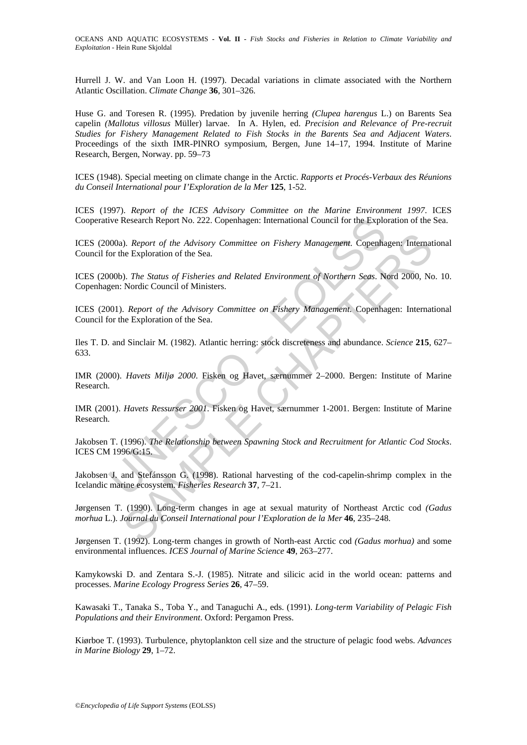Hurrell J. W. and Van Loon H. (1997). Decadal variations in climate associated with the Northern Atlantic Oscillation. *Climate Change* **36**, 301–326.

Huse G. and Toresen R. (1995). Predation by juvenile herring *(Clupea harengus* L.) on Barents Sea capelin *(Mallotus villosus* Müller) larvae. In A. Hylen, ed. *Precision and Relevance of Pre-recruit Studies for Fishery Management Related to Fish Stocks in the Barents Sea and Adjacent Waters*. Proceedings of the sixth IMR-PINRO symposium, Bergen, June 14–17, 1994. Institute of Marine Research, Bergen, Norway. pp. 59–73

ICES (1948). Special meeting on climate change in the Arctic. *Rapports et Procés-Verbaux des Réunions du Conseil International pour I'Exploration de la Mer* **125**, 1-52.

ICES (1997). *Report of the ICES Advisory Committee on the Marine Environment 1997*. ICES Cooperative Research Report No. 222. Copenhagen: International Council for the Exploration of the Sea.

ICES (2000a). *Report of the Advisory Committee on Fishery Management*. Copenhagen: International Council for the Exploration of the Sea.

ICES (2000b). *The Status of Fisheries and Related Environment of Northern Seas*. Nord 2000, No. 10. Copenhagen: Nordic Council of Ministers.

ICES (2001). *Report of the Advisory Committee on Fishery Management*. Copenhagen: International Council for the Exploration of the Sea.

Iles T. D. and Sinclair M. (1982). Atlantic herring: stock discreteness and abundance. *Science* **215**, 627–633.

IMR (2000). *Havets Miljø 2000*. Fisken og Havet, særnummer 2–2000. Bergen: Institute of Marine Research.

IMR (2001). *Havets Ressurser 2001*. Fisken og Havet, særnummer 1-2001. Bergen: Institute of Marine Research.

Jakobsen T. (1996). *The Relationship between Spawning Stock and Recruitment for Atlantic Cod Stocks*. ICES CM 1996/G:15.

Jakobsen J. and Stefánsson G. (1998). Rational harvesting of the cod-capelin-shrimp complex in the Icelandic marine ecosystem. *Fisheries Research* **37**, 7–21.

Jørgensen T. (1990). Long-term changes in age at sexual maturity of Northeast Arctic cod *(Gadus morhua* L.). *Journal du Conseil International pour l'Exploration de la Mer* **46**, 235–248.

Jørgensen T. (1992). Long-term changes in growth of North-east Arctic cod *(Gadus morhua)* and some environmental influences. *ICES Journal of Marine Science* **49**, 263–277.

Kamykowski D. and Zentara S.-J. (1985). Nitrate and silicic acid in the world ocean: patterns and processes. *Marine Ecology Progress Series* **26**, 47–59.

Kawasaki T., Tanaka S., Toba Y., and Tanaguchi A., eds. (1991). *Long-term Variability of Pelagic Fish Populations and their Environment*. Oxford: Pergamon Press.

Kiørboe T. (1993). Turbulence, phytoplankton cell size and the structure of pelagic food webs. *Advances in Marine Biology* **29**, 1–72.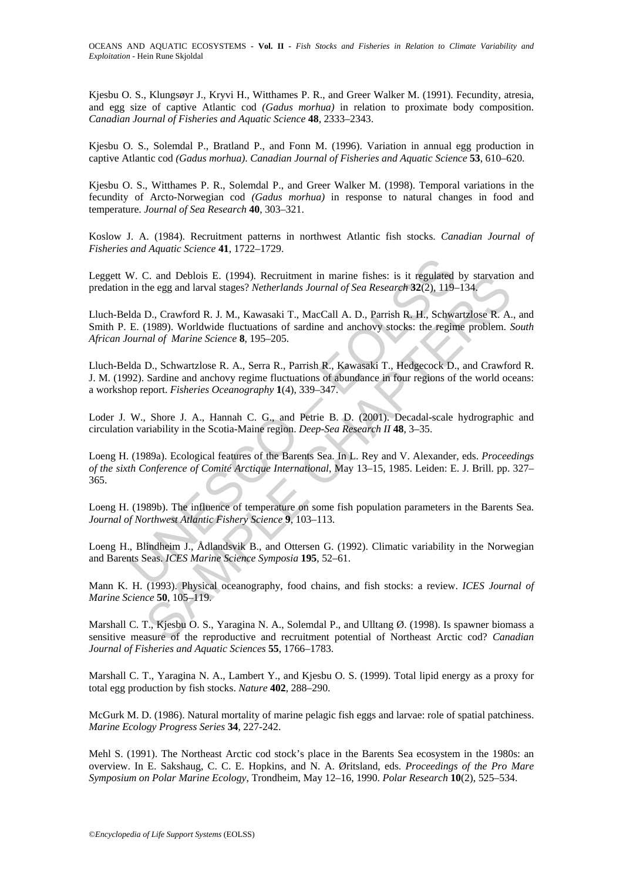Kjesbu O. S., Klungsøyr J., Kryvi H., Witthames P. R., and Greer Walker M. (1991). Fecundity, atresia, and egg size of captive Atlantic cod *(Gadus morhua)* in relation to proximate body composition. *Canadian Journal of Fisheries and Aquatic Science* **48**, 2333–2343.

Kjesbu O. S., Solemdal P., Bratland P., and Fonn M. (1996). Variation in annual egg production in captive Atlantic cod *(Gadus morhua)*. *Canadian Journal of Fisheries and Aquatic Science* **53**, 610–620.

Kjesbu O. S., Witthames P. R., Solemdal P., and Greer Walker M. (1998). Temporal variations in the fecundity of Arcto-Norwegian cod *(Gadus morhua)* in response to natural changes in food and temperature. *Journal of Sea Research* **40**, 303–321.

Koslow J. A. (1984). Recruitment patterns in northwest Atlantic fish stocks. *Canadian Journal of Fisheries and Aquatic Science* **41**, 1722–1729.

Leggett W. C. and Deblois E. (1994). Recruitment in marine fishes: is it regulated by starvation and predation in the egg and larval stages? *Netherlands Journal of Sea Research* **32**(2), 119–134.

Lluch-Belda D., Crawford R. J. M., Kawasaki T., MacCall A. D., Parrish R. H., Schwartzlose R. A., and Smith P. E. (1989). Worldwide fluctuations of sardine and anchovy stocks: the regime problem. *South African Journal of Marine Science* **8**, 195–205.

Lluch-Belda D., Schwartzlose R. A., Serra R., Parrish R., Kawasaki T., Hedgecock D., and Crawford R. J. M. (1992). Sardine and anchovy regime fluctuations of abundance in four regions of the world oceans: a workshop report. *Fisheries Oceanography* **1**(4), 339–347.

Loder J. W., Shore J. A., Hannah C. G., and Petrie B. D. (2001). Decadal-scale hydrographic and circulation variability in the Scotia-Maine region. *Deep-Sea Research II* **48**, 3–35.

Loeng H. (1989a). Ecological features of the Barents Sea. In L. Rey and V. Alexander, eds. *Proceedings of the sixth Conference of Comité Arctique International*, May 13–15, 1985. Leiden: E. J. Brill. pp. 327–365.

Loeng H. (1989b). The influence of temperature on some fish population parameters in the Barents Sea. *Journal of Northwest Atlantic Fishery Science* **9**, 103–113.

Loeng H., Blindheim J., Ådlandsvik B., and Ottersen G. (1992). Climatic variability in the Norwegian and Barents Seas. *ICES Marine Science Symposia* **195**, 52–61.

Mann K. H. (1993). Physical oceanography, food chains, and fish stocks: a review. *ICES Journal of Marine Science* **50**, 105–119.

Marshall C. T., Kjesbu O. S., Yaragina N. A., Solemdal P., and Ulltang Ø. (1998). Is spawner biomass a sensitive measure of the reproductive and recruitment potential of Northeast Arctic cod? *Canadian Journal of Fisheries and Aquatic Sciences* **55**, 1766–1783.

Marshall C. T., Yaragina N. A., Lambert Y., and Kjesbu O. S. (1999). Total lipid energy as a proxy for total egg production by fish stocks. *Nature* **402**, 288–290.

McGurk M. D. (1986). Natural mortality of marine pelagic fish eggs and larvae: role of spatial patchiness. *Marine Ecology Progress Series* **34**, 227-242.

Mehl S. (1991). The Northeast Arctic cod stock's place in the Barents Sea ecosystem in the 1980s: an overview. In E. Sakshaug, C. C. E. Hopkins, and N. A. Øritsland, eds. *Proceedings of the Pro Mare Symposium on Polar Marine Ecology*, Trondheim, May 12–16, 1990. *Polar Research* **10**(2), 525–534.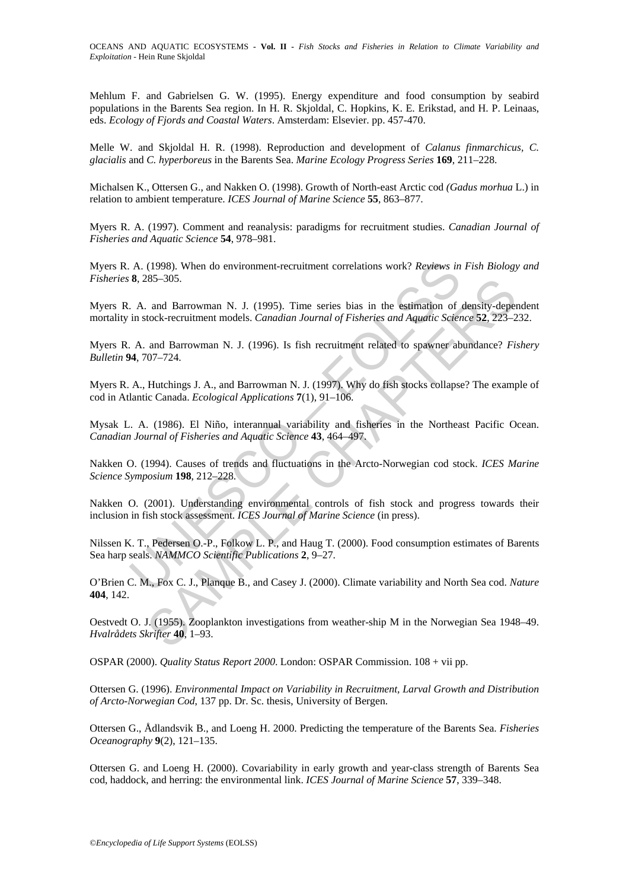Mehlum F. and Gabrielsen G. W. (1995). Energy expenditure and food consumption by seabird populations in the Barents Sea region. In H. R. Skjoldal, C. Hopkins, K. E. Erikstad, and H. P. Leinaas, eds. *Ecology of Fjords and Coastal Waters*. Amsterdam: Elsevier. pp. 457-470.

Melle W. and Skjoldal H. R. (1998). Reproduction and development of *Calanus finmarchicus, C. glacialis* and *C. hyperboreus* in the Barents Sea. *Marine Ecology Progress Series* **169**, 211–228.

Michalsen K., Ottersen G., and Nakken O. (1998). Growth of North-east Arctic cod *(Gadus morhua* L.) in relation to ambient temperature. *ICES Journal of Marine Science* **55**, 863–877.

Myers R. A. (1997). Comment and reanalysis: paradigms for recruitment studies. *Canadian Journal of Fisheries and Aquatic Science* **54**, 978–981.

Myers R. A. (1998). When do environment-recruitment correlations work? *Reviews in Fish Biology and Fisheries* **8**, 285–305.

Myers R. A. and Barrowman N. J. (1995). Time series bias in the estimation of density-dependent mortality in stock-recruitment models. *Canadian Journal of Fisheries and Aquatic Science* **52**, 223–232.

Myers R. A. and Barrowman N. J. (1996). Is fish recruitment related to spawner abundance? *Fishery Bulletin* **94**, 707–724.

Myers R. A., Hutchings J. A., and Barrowman N. J. (1997). Why do fish stocks collapse? The example of cod in Atlantic Canada. *Ecological Applications* **7**(1), 91–106.

Mysak L. A. (1986). El Niño, interannual variability and fisheries in the Northeast Pacific Ocean. *Canadian Journal of Fisheries and Aquatic Science* **43**, 464–497.

Nakken O. (1994). Causes of trends and fluctuations in the Arcto-Norwegian cod stock. *ICES Marine Science Symposium* **198**, 212–228.

Nakken O. (2001). Understanding environmental controls of fish stock and progress towards their inclusion in fish stock assessment. *ICES Journal of Marine Science* (in press).

Nilssen K. T., Pedersen O.-P., Folkow L. P., and Haug T. (2000). Food consumption estimates of Barents Sea harp seals. *NAMMCO Scientific Publications* **2**, 9–27.

O'Brien C. M., Fox C. J., Planque B., and Casey J. (2000). Climate variability and North Sea cod. *Nature* **404**, 142.

Oestvedt O. J. (1955). Zooplankton investigations from weather-ship M in the Norwegian Sea 1948–49. *Hvalrådets Skrifter* **40**, 1–93.

OSPAR (2000). *Quality Status Report 2000*. London: OSPAR Commission. 108 + vii pp.

Ottersen G. (1996). *Environmental Impact on Variability in Recruitment, Larval Growth and Distribution of Arcto-Norwegian Cod*, 137 pp. Dr. Sc. thesis, University of Bergen.

Ottersen G., Ådlandsvik B., and Loeng H. 2000. Predicting the temperature of the Barents Sea. *Fisheries Oceanography* **9**(2), 121–135.

Ottersen G. and Loeng H. (2000). Covariability in early growth and year-class strength of Barents Sea cod, haddock, and herring: the environmental link. *ICES Journal of Marine Science* **57**, 339–348.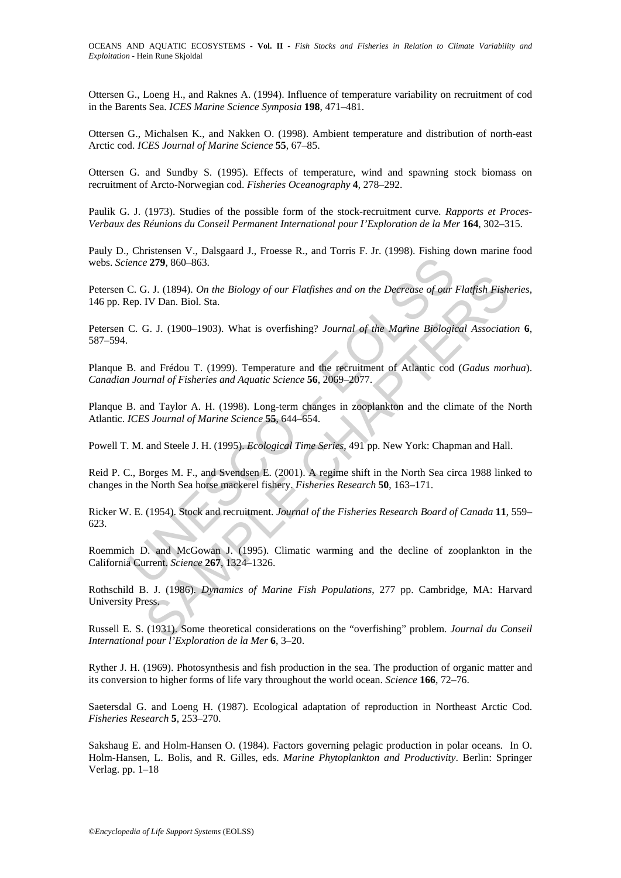Ottersen G., Loeng H., and Raknes A. (1994). Influence of temperature variability on recruitment of cod in the Barents Sea. *ICES Marine Science Symposia* **198**, 471–481.

Ottersen G., Michalsen K., and Nakken O. (1998). Ambient temperature and distribution of north-east Arctic cod. *ICES Journal of Marine Science* **55**, 67–85.

Ottersen G. and Sundby S. (1995). Effects of temperature, wind and spawning stock biomass on recruitment of Arcto-Norwegian cod. *Fisheries Oceanography* **4**, 278–292.

Paulik G. J. (1973). Studies of the possible form of the stock-recruitment curve. *Rapports et Proces-Verbaux des Réunions du Conseil Permanent International pour I'Exploration de la Mer* **164**, 302–315.

Pauly D., Christensen V., Dalsgaard J., Froesse R., and Torris F. Jr. (1998). Fishing down marine food webs. *Science* **279**, 860–863.

Petersen C. G. J. (1894). *On the Biology of our Flatfishes and on the Decrease of our Flatfish Fisheries*, 146 pp. Rep. IV Dan. Biol. Sta.

Petersen C. G. J. (1900–1903). What is overfishing? *Journal of the Marine Biological Association* **6**, 587–594.

Planque B. and Frédou T. (1999). Temperature and the recruitment of Atlantic cod (*Gadus morhua*). *Canadian Journal of Fisheries and Aquatic Science* **56**, 2069–2077.

Planque B. and Taylor A. H. (1998). Long-term changes in zooplankton and the climate of the North Atlantic. *ICES Journal of Marine Science* **55**, 644–654.

Powell T. M. and Steele J. H. (1995). *Ecological Time Series*, 491 pp. New York: Chapman and Hall.

Reid P. C., Borges M. F., and Svendsen E. (2001). A regime shift in the North Sea circa 1988 linked to changes in the North Sea horse mackerel fishery. *Fisheries Research* **50**, 163–171.

Ricker W. E. (1954). Stock and recruitment. *Journal of the Fisheries Research Board of Canada* **11**, 559–623.

Roemmich D. and McGowan J. (1995). Climatic warming and the decline of zooplankton in the California Current. *Science* **267**, 1324–1326.

Rothschild B. J. (1986). *Dynamics of Marine Fish Populations*, 277 pp. Cambridge, MA: Harvard University Press.

Russell E. S. (1931). Some theoretical considerations on the "overfishing" problem. *Journal du Conseil International pour l'Exploration de la Mer* **6**, 3–20.

Ryther J. H. (1969). Photosynthesis and fish production in the sea. The production of organic matter and its conversion to higher forms of life vary throughout the world ocean. *Science* **166**, 72–76.

Saetersdal G. and Loeng H. (1987). Ecological adaptation of reproduction in Northeast Arctic Cod. *Fisheries Research* **5**, 253–270.

Sakshaug E. and Holm-Hansen O. (1984). Factors governing pelagic production in polar oceans. In O. Holm-Hansen, L. Bolis, and R. Gilles, eds. *Marine Phytoplankton and Productivity*. Berlin: Springer Verlag. pp. 1–18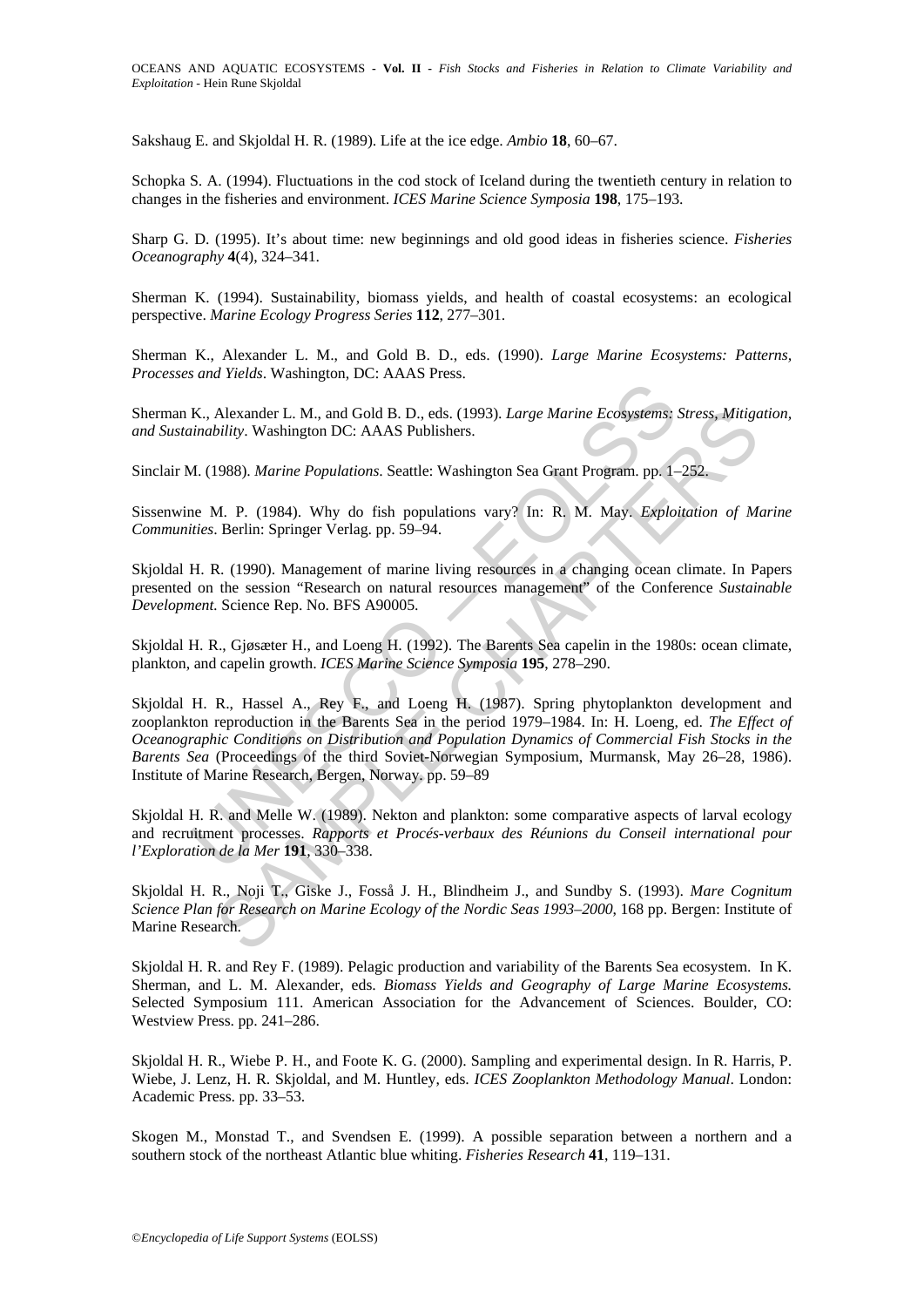Sakshaug E. and Skjoldal H. R. (1989). Life at the ice edge. *Ambio* **18**, 60–67.

Schopka S. A. (1994). Fluctuations in the cod stock of Iceland during the twentieth century in relation to changes in the fisheries and environment. *ICES Marine Science Symposia* **198**, 175–193.

Sharp G. D. (1995). It's about time: new beginnings and old good ideas in fisheries science. *Fisheries Oceanography* **4**(4), 324–341.

Sherman K. (1994). Sustainability, biomass yields, and health of coastal ecosystems: an ecological perspective. *Marine Ecology Progress Series* **112**, 277–301.

Sherman K., Alexander L. M., and Gold B. D., eds. (1990). *Large Marine Ecosystems: Patterns, Processes and Yields*. Washington, DC: AAAS Press.

Sherman K., Alexander L. M., and Gold B. D., eds. (1993). *Large Marine Ecosystems: Stress, Mitigation, and Sustainability*. Washington DC: AAAS Publishers.

Sinclair M. (1988). *Marine Populations*. Seattle: Washington Sea Grant Program. pp. 1–252.

Sissenwine M. P. (1984). Why do fish populations vary? In: R. M. May. *Exploitation of Marine Communities*. Berlin: Springer Verlag. pp. 59–94.

Skjoldal H. R. (1990). Management of marine living resources in a changing ocean climate. In Papers presented on the session "Research on natural resources management" of the Conference *Sustainable Development*. Science Rep. No. BFS A90005.

Skjoldal H. R., Gjøsæter H., and Loeng H. (1992). The Barents Sea capelin in the 1980s: ocean climate, plankton, and capelin growth. *ICES Marine Science Symposia* **195**, 278–290.

Skjoldal H. R., Hassel A., Rey F., and Loeng H. (1987). Spring phytoplankton development and zooplankton reproduction in the Barents Sea in the period 1979–1984. In: H. Loeng, ed. *The Effect of Oceanographic Conditions on Distribution and Population Dynamics of Commercial Fish Stocks in the Barents Sea* (Proceedings of the third Soviet-Norwegian Symposium, Murmansk, May 26–28, 1986). Institute of Marine Research, Bergen, Norway. pp. 59–89

Skjoldal H. R. and Melle W. (1989). Nekton and plankton: some comparative aspects of larval ecology and recruitment processes. *Rapports et Procés-verbaux des Réunions du Conseil international pour l'Exploration de la Mer* **191**, 330–338.

Skjoldal H. R., Noji T., Giske J., Fosså J. H., Blindheim J., and Sundby S. (1993). *Mare Cognitum Science Plan for Research on Marine Ecology of the Nordic Seas 1993–2000*, 168 pp. Bergen: Institute of Marine Research.

Skjoldal H. R. and Rey F. (1989). Pelagic production and variability of the Barents Sea ecosystem. In K. Sherman, and L. M. Alexander, eds. *Biomass Yields and Geography of Large Marine Ecosystems.* Selected Symposium 111. American Association for the Advancement of Sciences. Boulder, CO: Westview Press. pp. 241–286.

Skjoldal H. R., Wiebe P. H., and Foote K. G. (2000). Sampling and experimental design. In R. Harris, P. Wiebe, J. Lenz, H. R. Skjoldal, and M. Huntley, eds. *ICES Zooplankton Methodology Manual*. London: Academic Press. pp. 33–53.

Skogen M., Monstad T., and Svendsen E. (1999). A possible separation between a northern and a southern stock of the northeast Atlantic blue whiting. *Fisheries Research* **41**, 119–131.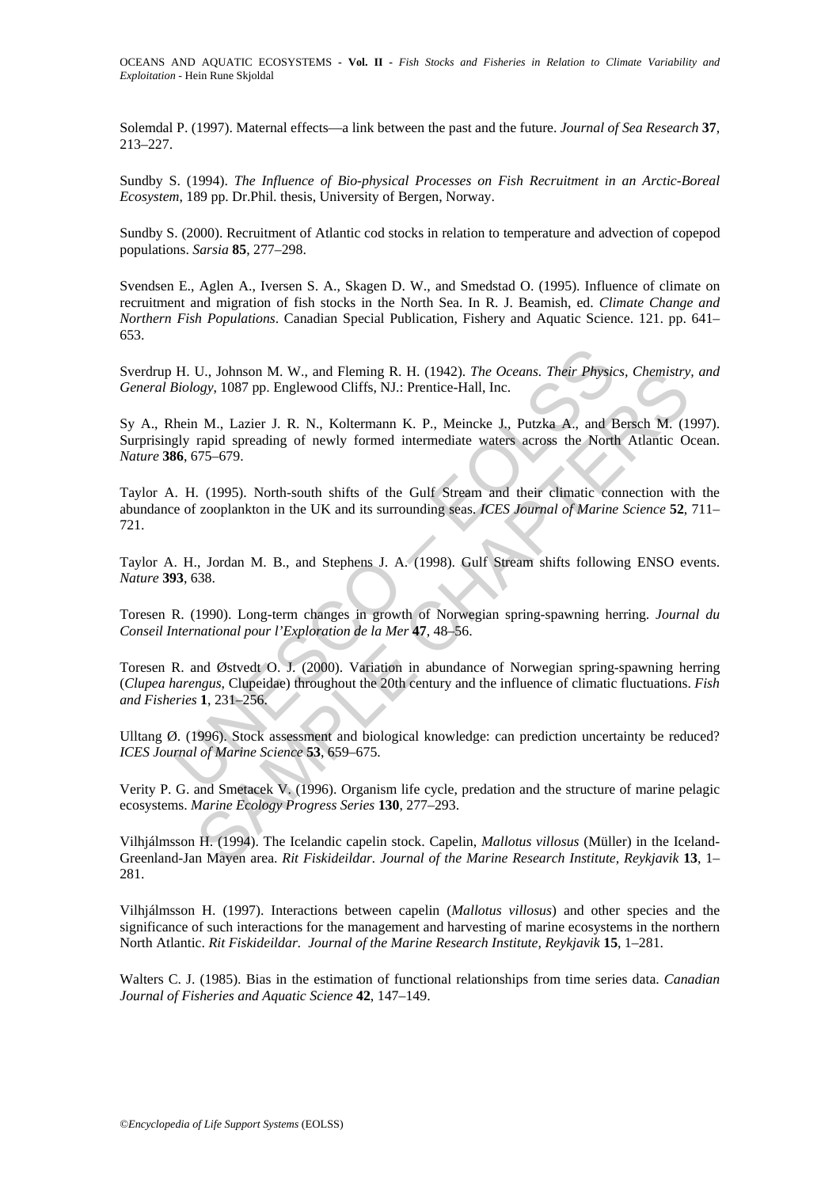Solemdal P. (1997). Maternal effects—a link between the past and the future. *Journal of Sea Research* **37**, 213–227.

Sundby S. (1994). *The Influence of Bio-physical Processes on Fish Recruitment in an Arctic-Boreal Ecosystem*, 189 pp. Dr.Phil. thesis, University of Bergen, Norway.

Sundby S. (2000). Recruitment of Atlantic cod stocks in relation to temperature and advection of copepod populations. *Sarsia* **85**, 277–298.

Svendsen E., Aglen A., Iversen S. A., Skagen D. W., and Smedstad O. (1995). Influence of climate on recruitment and migration of fish stocks in the North Sea. In R. J. Beamish, ed. *Climate Change and Northern Fish Populations*. Canadian Special Publication, Fishery and Aquatic Science. 121. pp. 641–653.

Sverdrup H. U., Johnson M. W., and Fleming R. H. (1942). *The Oceans. Their Physics, Chemistry, and General Biology*, 1087 pp. Englewood Cliffs, NJ.: Prentice-Hall, Inc.

Sy A., Rhein M., Lazier J. R. N., Koltermann K. P., Meincke J., Putzka A., and Bersch M. (1997). Surprisingly rapid spreading of newly formed intermediate waters across the North Atlantic Ocean. *Nature* **386**, 675–679.

Taylor A. H. (1995). North-south shifts of the Gulf Stream and their climatic connection with the abundance of zooplankton in the UK and its surrounding seas. *ICES Journal of Marine Science* **52**, 711–721.

Taylor A. H., Jordan M. B., and Stephens J. A. (1998). Gulf Stream shifts following ENSO events. *Nature* **393**, 638.

Toresen R. (1990). Long-term changes in growth of Norwegian spring-spawning herring. *Journal du Conseil International pour l'Exploration de la Mer* **47**, 48–56.

Toresen R. and Østvedt O. J. (2000). Variation in abundance of Norwegian spring-spawning herring (*Clupea harengus*, Clupeidae) throughout the 20th century and the influence of climatic fluctuations. *Fish and Fisheries* **1**, 231–256.

Ulltang Ø. (1996). Stock assessment and biological knowledge: can prediction uncertainty be reduced? *ICES Journal of Marine Science* **53**, 659–675.

Verity P. G. and Smetacek V. (1996). Organism life cycle, predation and the structure of marine pelagic ecosystems. *Marine Ecology Progress Series* **130**, 277–293.

Vilhjálmsson H. (1994). The Icelandic capelin stock. Capelin, *Mallotus villosus* (Müller) in the Iceland-Greenland-Jan Mayen area. *Rit Fiskideildar. Journal of the Marine Research Institute, Reykjavik* **13**, 1–281.

Vilhjálmsson H. (1997). Interactions between capelin (*Mallotus villosus*) and other species and the significance of such interactions for the management and harvesting of marine ecosystems in the northern North Atlantic. *Rit Fiskideildar. Journal of the Marine Research Institute, Reykjavik* **15**, 1–281.

Walters C. J. (1985). Bias in the estimation of functional relationships from time series data. *Canadian Journal of Fisheries and Aquatic Science* **42**, 147–149.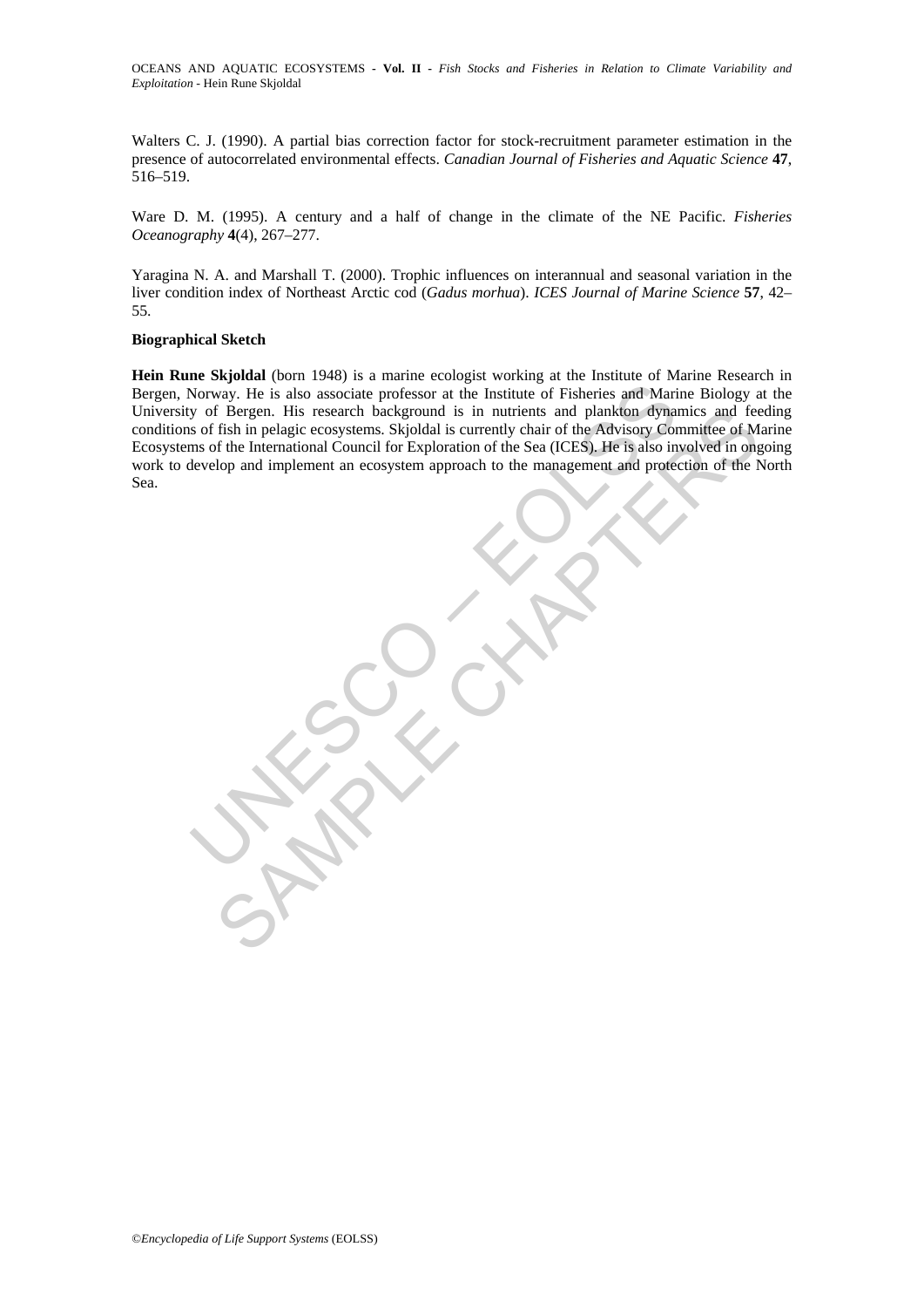Walters C. J. (1990). A partial bias correction factor for stock-recruitment parameter estimation in the presence of autocorrelated environmental effects. *Canadian Journal of Fisheries and Aquatic Science* **47**, 516–519.

Ware D. M. (1995). A century and a half of change in the climate of the NE Pacific. *Fisheries Oceanography* **4**(4), 267–277.

Yaragina N. A. and Marshall T. (2000). Trophic influences on interannual and seasonal variation in the liver condition index of Northeast Arctic cod (*Gadus morhua*). *ICES Journal of Marine Science* **57**, 42–55.

**Biographical Sketch**

**Hein Rune Skjoldal** (born 1948) is a marine ecologist working at the Institute of Marine Research in Bergen, Norway. He is also associate professor at the Institute of Fisheries and Marine Biology at the University of Bergen. His research background is in nutrients and plankton dynamics and feeding conditions of fish in pelagic ecosystems. Skjoldal is currently chair of the Advisory Committee of Marine Ecosystems of the International Council for Exploration of the Sea (ICES). He is also involved in ongoing work to develop and implement an ecosystem approach to the management and protection of the North Sea.